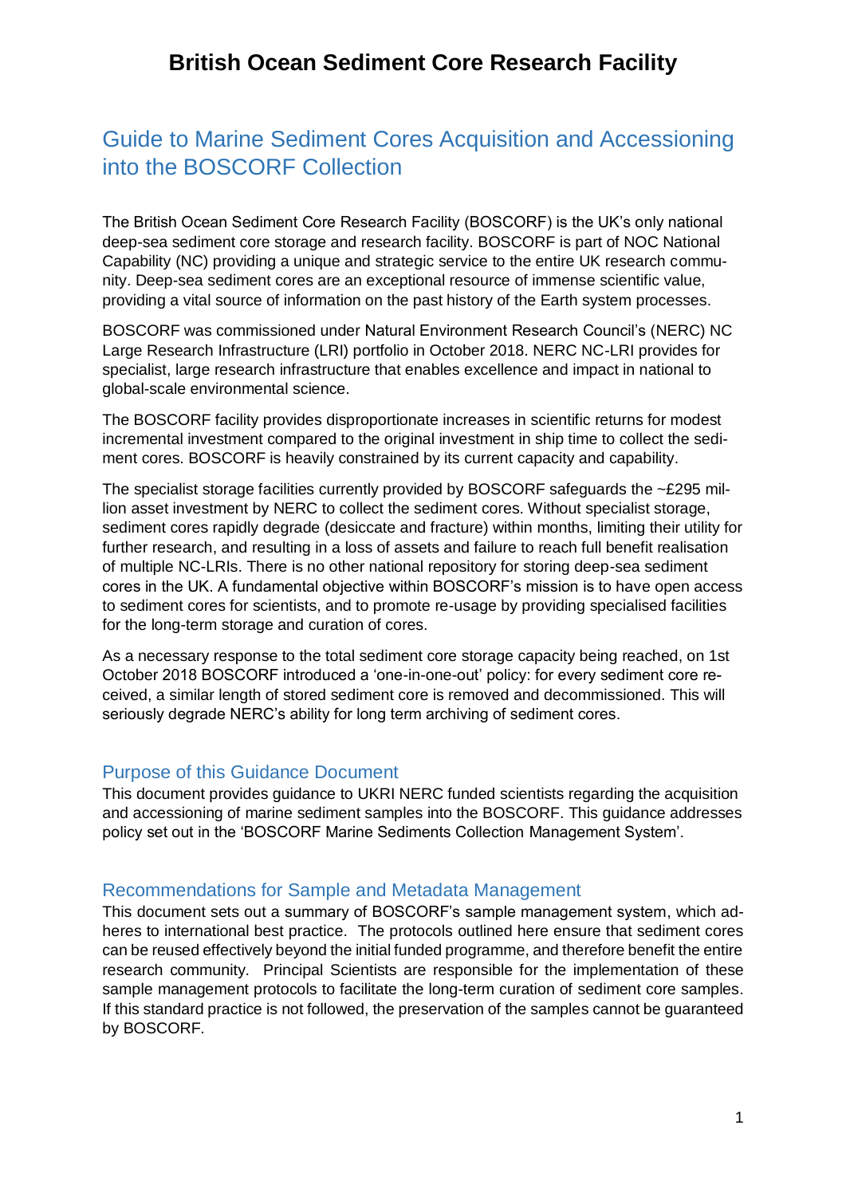# British Ocean Sediment Core Research Facility

## Guide to Marine Sediment Cores Acquisition and Accessioning into the BOSCORF Collection

The British Ocean Sediment Core Research Facility (BOSCORF) is the UK's only national deep-sea sediment core storage and research facility. BOSCORF is part of NOC National Capability (NC) providing a unique and strategic service to the entire UK research community. Deep-sea sediment cores are an exceptional resource of immense scientific value, providing a vital source of information on the past history of the Earth system processes.

BOSCORF was commissioned under Natural Environment Research Council's (NERC) NC Large Research Infrastructure (LRI) portfolio in October 2018. NERC NC-LRI provides for specialist, large research infrastructure that enables excellence and impact in national to global-scale environmental science.

The BOSCORF facility provides disproportionate increases in scientific returns for modest incremental investment compared to the original investment in ship time to collect the sediment cores. BOSCORF is heavily constrained by its current capacity and capability.

The specialist storage facilities currently provided by BOSCORF safeguards the ~£295 million asset investment by NERC to collect the sediment cores. Without specialist storage, sediment cores rapidly degrade (desiccate and fracture) within months, limiting their utility for further research, and resulting in a loss of assets and failure to reach full benefit realisation of multiple NC-LRIs. There is no other national repository for storing deep-sea sediment cores in the UK. A fundamental objective within BOSCORF's mission is to have open access to sediment cores for scientists, and to promote re-usage by providing specialised facilities for the long-term storage and curation of cores.

As a necessary response to the total sediment core storage capacity being reached, on 1st October 2018 BOSCORF introduced a 'one-in-one-out' policy: for every sediment core received, a similar length of stored sediment core is removed and decommissioned. This will seriously degrade NERC's ability for long term archiving of sediment cores.

### Purpose of this Guidance Document

This document provides guidance to UKRI NERC funded scientists regarding the acquisition and accessioning of marine sediment samples into the BOSCORF. This guidance addresses policy set out in the 'BOSCORF Marine Sediments Collection Management System'.

### Recommendations for Sample and Metadata Management

This document sets out a summary of BOSCORF's sample management system, which adheres to international best practice. The protocols outlined here ensure that sediment cores can be reused effectively beyond the initial funded programme, and therefore benefit the entire research community. Principal Scientists are responsible for the implementation of these sample management protocols to facilitate the long-term curation of sediment core samples. If this standard practice is not followed, the preservation of the samples cannot be guaranteed by BOSCORF.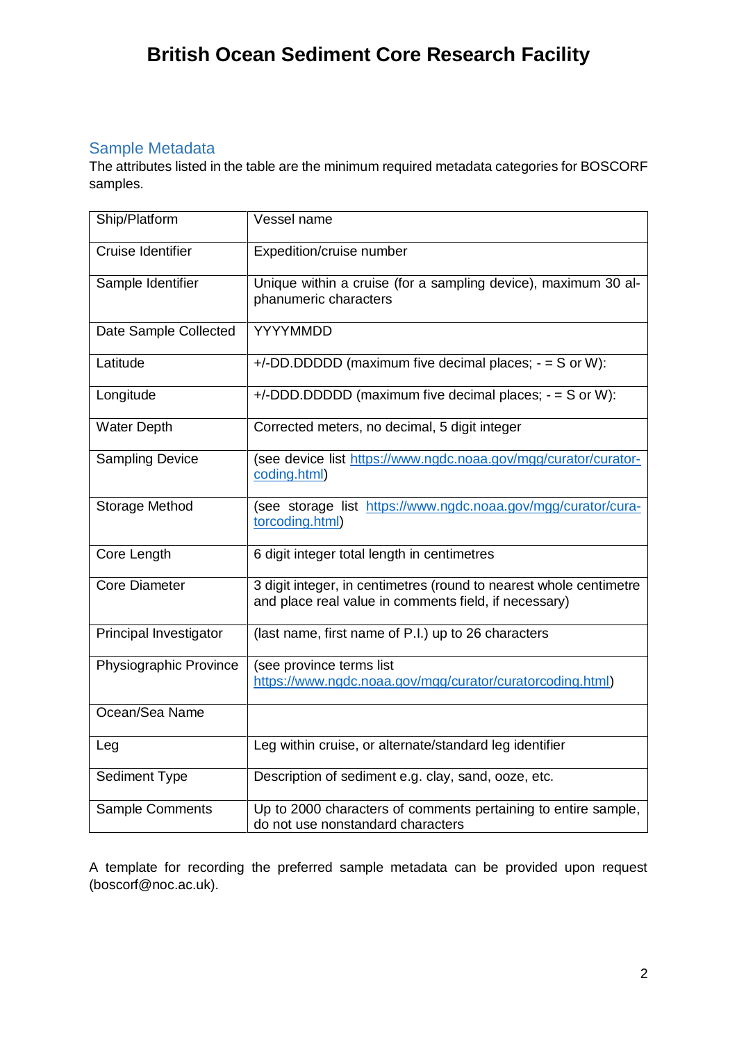## Sample Metadata

The attributes listed in the table are the minimum required metadata categories for BOSCORF samples.

| Ship/Platform | Vessel name |
|---|---|
| Cruise Identifier | Expedition/cruise number |
| Sample Identifier | Unique within a cruise (for a sampling device), maximum 30 alphanumeric characters |
| Date Sample Collected | YYYYMMDD |
| Latitude | +/-DD.DDDDD (maximum five decimal places; - = S or W): |
| Longitude | +/-DDD.DDDDD (maximum five decimal places; - = S or W): |
| Water Depth | Corrected meters, no decimal, 5 digit integer |
| Sampling Device | (see device list https://www.ngdc.noaa.gov/mgg/curator/curatorcoding.html) |
| Storage Method | (see storage list https://www.ngdc.noaa.gov/mgg/curator/curatorcoding.html) |
| Core Length | 6 digit integer total length in centimetres |
| Core Diameter | 3 digit integer, in centimetres (round to nearest whole centimetre and place real value in comments field, if necessary) |
| Principal Investigator | (last name, first name of P.I.) up to 26 characters |
| Physiographic Province | (see province terms list https://www.ngdc.noaa.gov/mgg/curator/curatorcoding.html) |
| Ocean/Sea Name | |
| Leg | Leg within cruise, or alternate/standard leg identifier |
| Sediment Type | Description of sediment e.g. clay, sand, ooze, etc. |
| Sample Comments | Up to 2000 characters of comments pertaining to entire sample, do not use nonstandard characters |

A template for recording the preferred sample metadata can be provided upon request (boscorf@noc.ac.uk).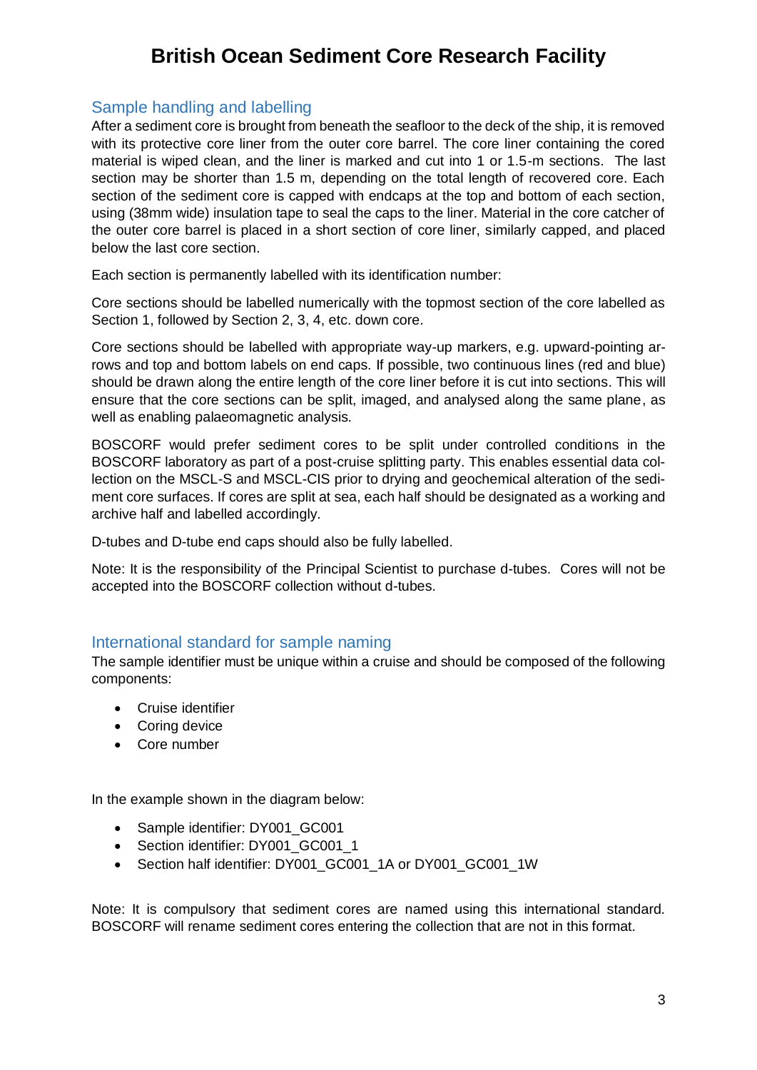# British Ocean Sediment Core Research Facility

## Sample handling and labelling

After a sediment core is brought from beneath the seafloor to the deck of the ship, it is removed with its protective core liner from the outer core barrel. The core liner containing the cored material is wiped clean, and the liner is marked and cut into 1 or 1.5-m sections. The last section may be shorter than 1.5 m, depending on the total length of recovered core. Each section of the sediment core is capped with endcaps at the top and bottom of each section, using (38mm wide) insulation tape to seal the caps to the liner. Material in the core catcher of the outer core barrel is placed in a short section of core liner, similarly capped, and placed below the last core section.

Each section is permanently labelled with its identification number:

Core sections should be labelled numerically with the topmost section of the core labelled as Section 1, followed by Section 2, 3, 4, etc. down core.

Core sections should be labelled with appropriate way-up markers, e.g. upward-pointing arrows and top and bottom labels on end caps. If possible, two continuous lines (red and blue) should be drawn along the entire length of the core liner before it is cut into sections. This will ensure that the core sections can be split, imaged, and analysed along the same plane, as well as enabling palaeomagnetic analysis.

BOSCORF would prefer sediment cores to be split under controlled conditions in the BOSCORF laboratory as part of a post-cruise splitting party. This enables essential data collection on the MSCL-S and MSCL-CIS prior to drying and geochemical alteration of the sediment core surfaces. If cores are split at sea, each half should be designated as a working and archive half and labelled accordingly.

D-tubes and D-tube end caps should also be fully labelled.

Note: It is the responsibility of the Principal Scientist to purchase d-tubes. Cores will not be accepted into the BOSCORF collection without d-tubes.

## International standard for sample naming

The sample identifier must be unique within a cruise and should be composed of the following components:

- Cruise identifier
- Coring device
- Core number

In the example shown in the diagram below:

- Sample identifier: DY001_GC001
- Section identifier: DY001_GC001_1
- Section half identifier: DY001_GC001_1A or DY001_GC001_1W

Note: It is compulsory that sediment cores are named using this international standard. BOSCORF will rename sediment cores entering the collection that are not in this format.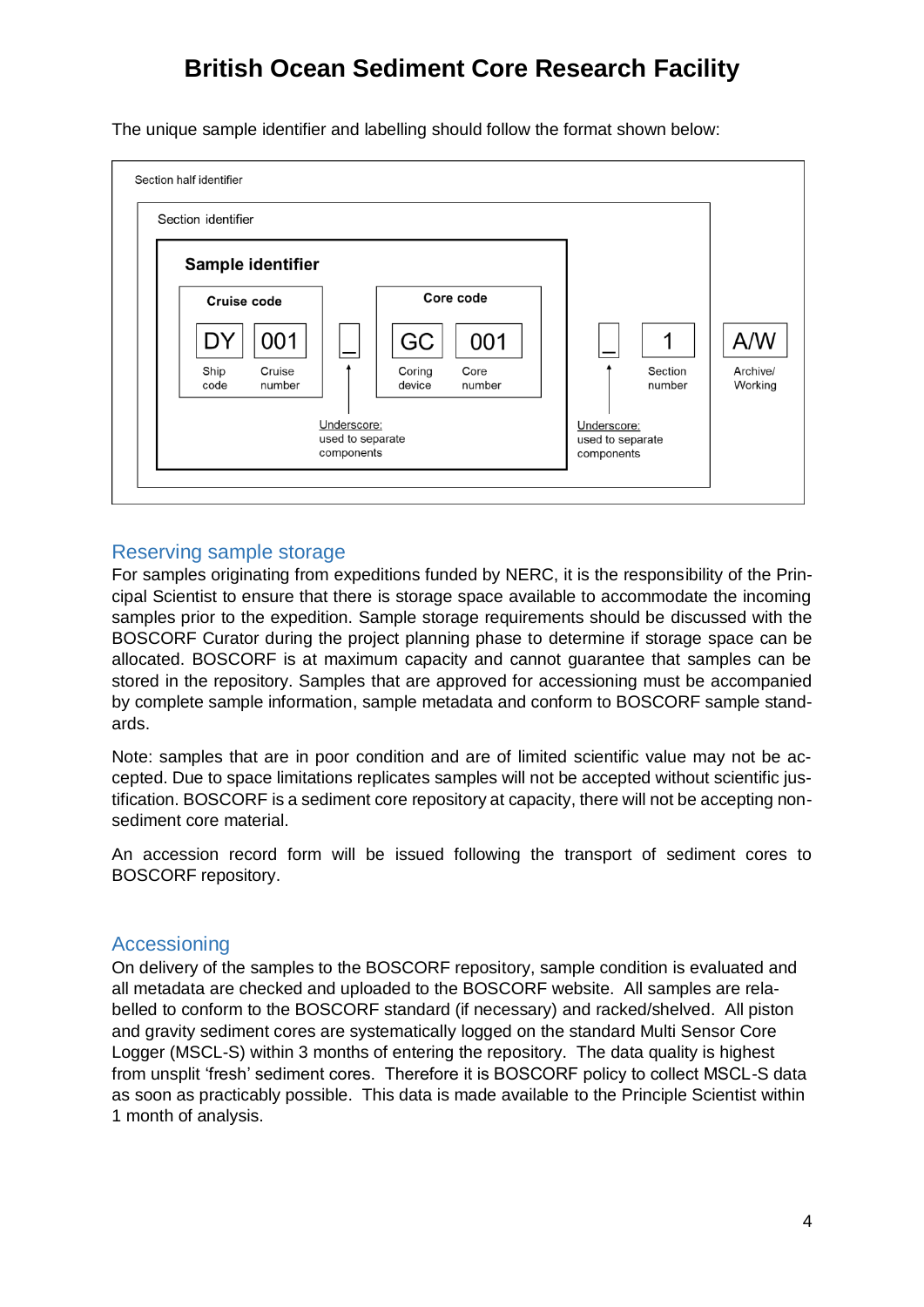# British Ocean Sediment Core Research Facility

The unique sample identifier and labelling should follow the format shown below:

Section half identifier

Section identifier

**Sample identifier**

| Cruise code | | | Core code | | | | | |
|---|---|---|---|---|---|---|---|---|
| DY | 001 | _ | GC | 001 | _ | 1 | A/W |
| Ship code | Cruise number | Underscore: used to separate components | Coring device | Core number | Underscore: used to separate components | Section number | Archive/ Working |

## Reserving sample storage

For samples originating from expeditions funded by NERC, it is the responsibility of the Principal Scientist to ensure that there is storage space available to accommodate the incoming samples prior to the expedition. Sample storage requirements should be discussed with the BOSCORF Curator during the project planning phase to determine if storage space can be allocated. BOSCORF is at maximum capacity and cannot guarantee that samples can be stored in the repository. Samples that are approved for accessioning must be accompanied by complete sample information, sample metadata and conform to BOSCORF sample standards.

Note: samples that are in poor condition and are of limited scientific value may not be accepted. Due to space limitations replicates samples will not be accepted without scientific justification. BOSCORF is a sediment core repository at capacity, there will not be accepting non-sediment core material.

An accession record form will be issued following the transport of sediment cores to BOSCORF repository.

## Accessioning

On delivery of the samples to the BOSCORF repository, sample condition is evaluated and all metadata are checked and uploaded to the BOSCORF website. All samples are relabelled to conform to the BOSCORF standard (if necessary) and racked/shelved. All piston and gravity sediment cores are systematically logged on the standard Multi Sensor Core Logger (MSCL-S) within 3 months of entering the repository. The data quality is highest from unsplit 'fresh' sediment cores. Therefore it is BOSCORF policy to collect MSCL-S data as soon as practicably possible. This data is made available to the Principle Scientist within 1 month of analysis.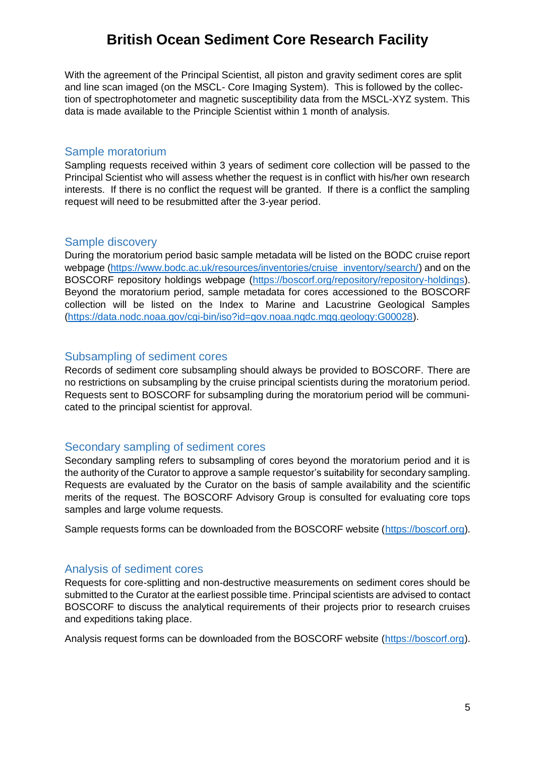# British Ocean Sediment Core Research Facility

With the agreement of the Principal Scientist, all piston and gravity sediment cores are split and line scan imaged (on the MSCL- Core Imaging System). This is followed by the collection of spectrophotometer and magnetic susceptibility data from the MSCL-XYZ system. This data is made available to the Principle Scientist within 1 month of analysis.

## Sample moratorium

Sampling requests received within 3 years of sediment core collection will be passed to the Principal Scientist who will assess whether the request is in conflict with his/her own research interests. If there is no conflict the request will be granted. If there is a conflict the sampling request will need to be resubmitted after the 3-year period.

## Sample discovery

During the moratorium period basic sample metadata will be listed on the BODC cruise report webpage (https://www.bodc.ac.uk/resources/inventories/cruise_inventory/search/) and on the BOSCORF repository holdings webpage (https://boscorf.org/repository/repository-holdings). Beyond the moratorium period, sample metadata for cores accessioned to the BOSCORF collection will be listed on the Index to Marine and Lacustrine Geological Samples (https://data.nodc.noaa.gov/cgi-bin/iso?id=gov.noaa.ngdc.mgg.geology:G00028).

## Subsampling of sediment cores

Records of sediment core subsampling should always be provided to BOSCORF. There are no restrictions on subsampling by the cruise principal scientists during the moratorium period. Requests sent to BOSCORF for subsampling during the moratorium period will be communicated to the principal scientist for approval.

## Secondary sampling of sediment cores

Secondary sampling refers to subsampling of cores beyond the moratorium period and it is the authority of the Curator to approve a sample requestor's suitability for secondary sampling. Requests are evaluated by the Curator on the basis of sample availability and the scientific merits of the request. The BOSCORF Advisory Group is consulted for evaluating core tops samples and large volume requests.

Sample requests forms can be downloaded from the BOSCORF website (https://boscorf.org).

## Analysis of sediment cores

Requests for core-splitting and non-destructive measurements on sediment cores should be submitted to the Curator at the earliest possible time. Principal scientists are advised to contact BOSCORF to discuss the analytical requirements of their projects prior to research cruises and expeditions taking place.

Analysis request forms can be downloaded from the BOSCORF website (https://boscorf.org).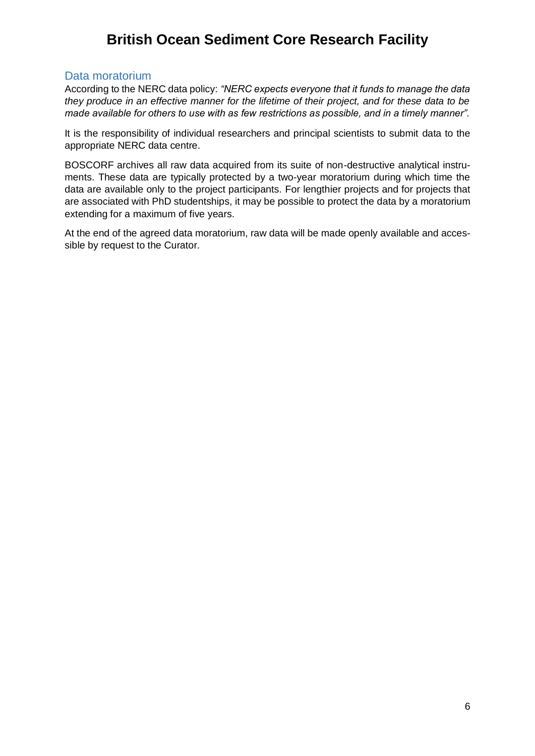## Data moratorium

According to the NERC data policy: *"NERC expects everyone that it funds to manage the data they produce in an effective manner for the lifetime of their project, and for these data to be made available for others to use with as few restrictions as possible, and in a timely manner"*.

It is the responsibility of individual researchers and principal scientists to submit data to the appropriate NERC data centre.

BOSCORF archives all raw data acquired from its suite of non-destructive analytical instruments. These data are typically protected by a two-year moratorium during which time the data are available only to the project participants. For lengthier projects and for projects that are associated with PhD studentships, it may be possible to protect the data by a moratorium extending for a maximum of five years.

At the end of the agreed data moratorium, raw data will be made openly available and accessible by request to the Curator.